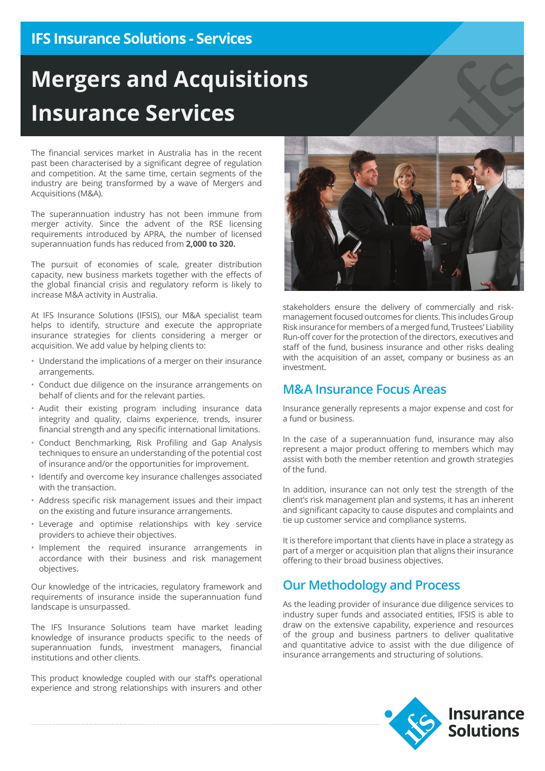IFS Insurance Solutions - Services

# Mergers and Acquisitions Insurance Services

The financial services market in Australia has in the recent past been characterised by a significant degree of regulation and competition. At the same time, certain segments of the industry are being transformed by a wave of Mergers and Acquisitions (M&A).

The superannuation industry has not been immune from merger activity. Since the advent of the RSE licensing requirements introduced by APRA, the number of licensed superannuation funds has reduced from **2,000 to 320.**

The pursuit of economies of scale, greater distribution capacity, new business markets together with the effects of the global financial crisis and regulatory reform is likely to increase M&A activity in Australia.

At IFS Insurance Solutions (IFSIS), our M&A specialist team helps to identify, structure and execute the appropriate insurance strategies for clients considering a merger or acquisition. We add value by helping clients to:

- Understand the implications of a merger on their insurance arrangements.
- Conduct due diligence on the insurance arrangements on behalf of clients and for the relevant parties.
- Audit their existing program including insurance data integrity and quality, claims experience, trends, insurer financial strength and any specific international limitations.
- Conduct Benchmarking, Risk Profiling and Gap Analysis techniques to ensure an understanding of the potential cost of insurance and/or the opportunities for improvement.
- Identify and overcome key insurance challenges associated with the transaction.
- Address specific risk management issues and their impact on the existing and future insurance arrangements.
- Leverage and optimise relationships with key service providers to achieve their objectives.
- Implement the required insurance arrangements in accordance with their business and risk management objectives.

Our knowledge of the intricacies, regulatory framework and requirements of insurance inside the superannuation fund landscape is unsurpassed.

The IFS Insurance Solutions team have market leading knowledge of insurance products specific to the needs of superannuation funds, investment managers, financial institutions and other clients.

This product knowledge coupled with our staff's operational experience and strong relationships with insurers and other stakeholders ensure the delivery of commercially and risk-management focused outcomes for clients. This includes Group Risk insurance for members of a merged fund, Trustees' Liability Run-off cover for the protection of the directors, executives and staff of the fund, business insurance and other risks dealing with the acquisition of an asset, company or business as an investment.

## M&A Insurance Focus Areas

Insurance generally represents a major expense and cost for a fund or business.

In the case of a superannuation fund, insurance may also represent a major product offering to members which may assist with both the member retention and growth strategies of the fund.

In addition, insurance can not only test the strength of the client's risk management plan and systems, it has an inherent and significant capacity to cause disputes and complaints and tie up customer service and compliance systems.

It is therefore important that clients have in place a strategy as part of a merger or acquisition plan that aligns their insurance offering to their broad business objectives.

## Our Methodology and Process

As the leading provider of insurance due diligence services to industry super funds and associated entities, IFSIS is able to draw on the extensive capability, experience and resources of the group and business partners to deliver qualitative and quantitative advice to assist with the due diligence of insurance arrangements and structuring of solutions.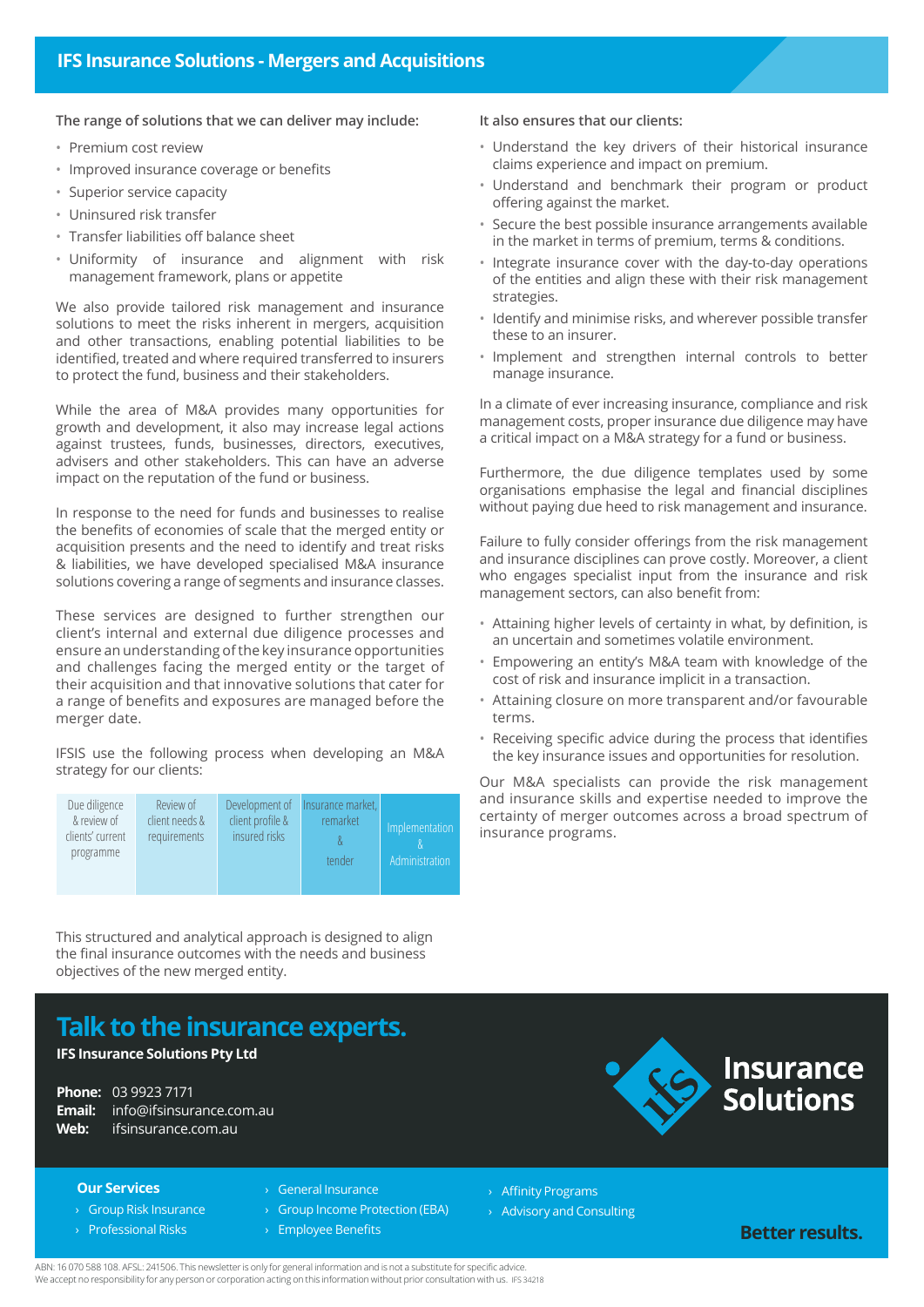## IFS Insurance Solutions - Mergers and Acquisitions

**The range of solutions that we can deliver may include:**

- Premium cost review
- Improved insurance coverage or benefits
- Superior service capacity
- Uninsured risk transfer
- Transfer liabilities off balance sheet
- Uniformity of insurance and alignment with risk management framework, plans or appetite

We also provide tailored risk management and insurance solutions to meet the risks inherent in mergers, acquisition and other transactions, enabling potential liabilities to be identified, treated and where required transferred to insurers to protect the fund, business and their stakeholders.

While the area of M&A provides many opportunities for growth and development, it also may increase legal actions against trustees, funds, businesses, directors, executives, advisers and other stakeholders. This can have an adverse impact on the reputation of the fund or business.

In response to the need for funds and businesses to realise the benefits of economies of scale that the merged entity or acquisition presents and the need to identify and treat risks & liabilities, we have developed specialised M&A insurance solutions covering a range of segments and insurance classes.

These services are designed to further strengthen our client's internal and external due diligence processes and ensure an understanding of the key insurance opportunities and challenges facing the merged entity or the target of their acquisition and that innovative solutions that cater for a range of benefits and exposures are managed before the merger date.

IFSIS use the following process when developing an M&A strategy for our clients:

| | | | | |
|---|---|---|---|---|
| Due diligence & review of clients' current programme | Review of client needs & requirements | Development of client profile & insured risks | Insurance market, remarket & tender | Implementation & Administration |

This structured and analytical approach is designed to align the final insurance outcomes with the needs and business objectives of the new merged entity.

**It also ensures that our clients:**

- Understand the key drivers of their historical insurance claims experience and impact on premium.
- Understand and benchmark their program or product offering against the market.
- Secure the best possible insurance arrangements available in the market in terms of premium, terms & conditions.
- Integrate insurance cover with the day-to-day operations of the entities and align these with their risk management strategies.
- Identify and minimise risks, and wherever possible transfer these to an insurer.
- Implement and strengthen internal controls to better manage insurance.

In a climate of ever increasing insurance, compliance and risk management costs, proper insurance due diligence may have a critical impact on a M&A strategy for a fund or business.

Furthermore, the due diligence templates used by some organisations emphasise the legal and financial disciplines without paying due heed to risk management and insurance.

Failure to fully consider offerings from the risk management and insurance disciplines can prove costly. Moreover, a client who engages specialist input from the insurance and risk management sectors, can also benefit from:

- Attaining higher levels of certainty in what, by definition, is an uncertain and sometimes volatile environment.
- Empowering an entity's M&A team with knowledge of the cost of risk and insurance implicit in a transaction.
- Attaining closure on more transparent and/or favourable terms.
- Receiving specific advice during the process that identifies the key insurance issues and opportunities for resolution.

Our M&A specialists can provide the risk management and insurance skills and expertise needed to improve the certainty of merger outcomes across a broad spectrum of insurance programs.

## Talk to the insurance experts.

**IFS Insurance Solutions Pty Ltd**

**Phone:** 03 9923 7171
**Email:** info@ifsinsurance.com.au
**Web:** ifsinsurance.com.au

Insurance Solutions

**Our Services**

- Group Risk Insurance
- Professional Risks
- General Insurance
- Group Income Protection (EBA)
- Employee Benefits
- Affinity Programs
- Advisory and Consulting

**Better results.**

ABN: 16 070 588 108. AFSL: 241506. This newsletter is only for general information and is not a substitute for specific advice.
We accept no responsibility for any person or corporation acting on this information without prior consultation with us. IFS 34218